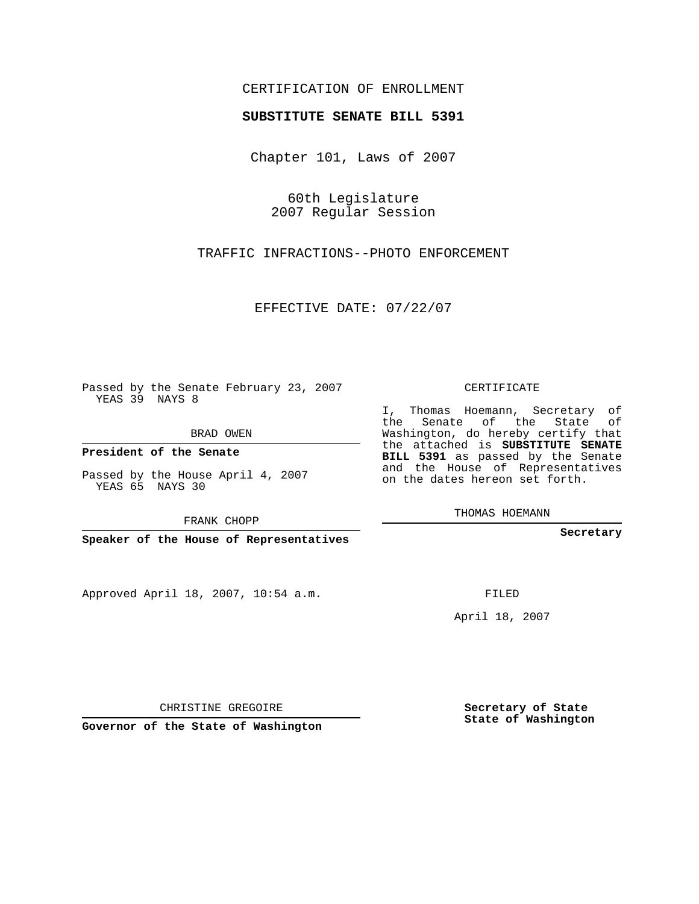CERTIFICATION OF ENROLLMENT

**SUBSTITUTE SENATE BILL 5391**

Chapter 101, Laws of 2007

60th Legislature
2007 Regular Session

TRAFFIC INFRACTIONS--PHOTO ENFORCEMENT

EFFECTIVE DATE: 07/22/07

Passed by the Senate February 23, 2007
YEAS 39 NAYS 8

BRAD OWEN

**President of the Senate**

Passed by the House April 4, 2007
YEAS 65 NAYS 30

FRANK CHOPP

**Speaker of the House of Representatives**

CERTIFICATE

I, Thomas Hoemann, Secretary of the Senate of the State of Washington, do hereby certify that the attached is **SUBSTITUTE SENATE BILL 5391** as passed by the Senate and the House of Representatives on the dates hereon set forth.

THOMAS HOEMANN

**Secretary**

Approved April 18, 2007, 10:54 a.m.

FILED

April 18, 2007

CHRISTINE GREGOIRE

**Governor of the State of Washington**

**Secretary of State**
**State of Washington**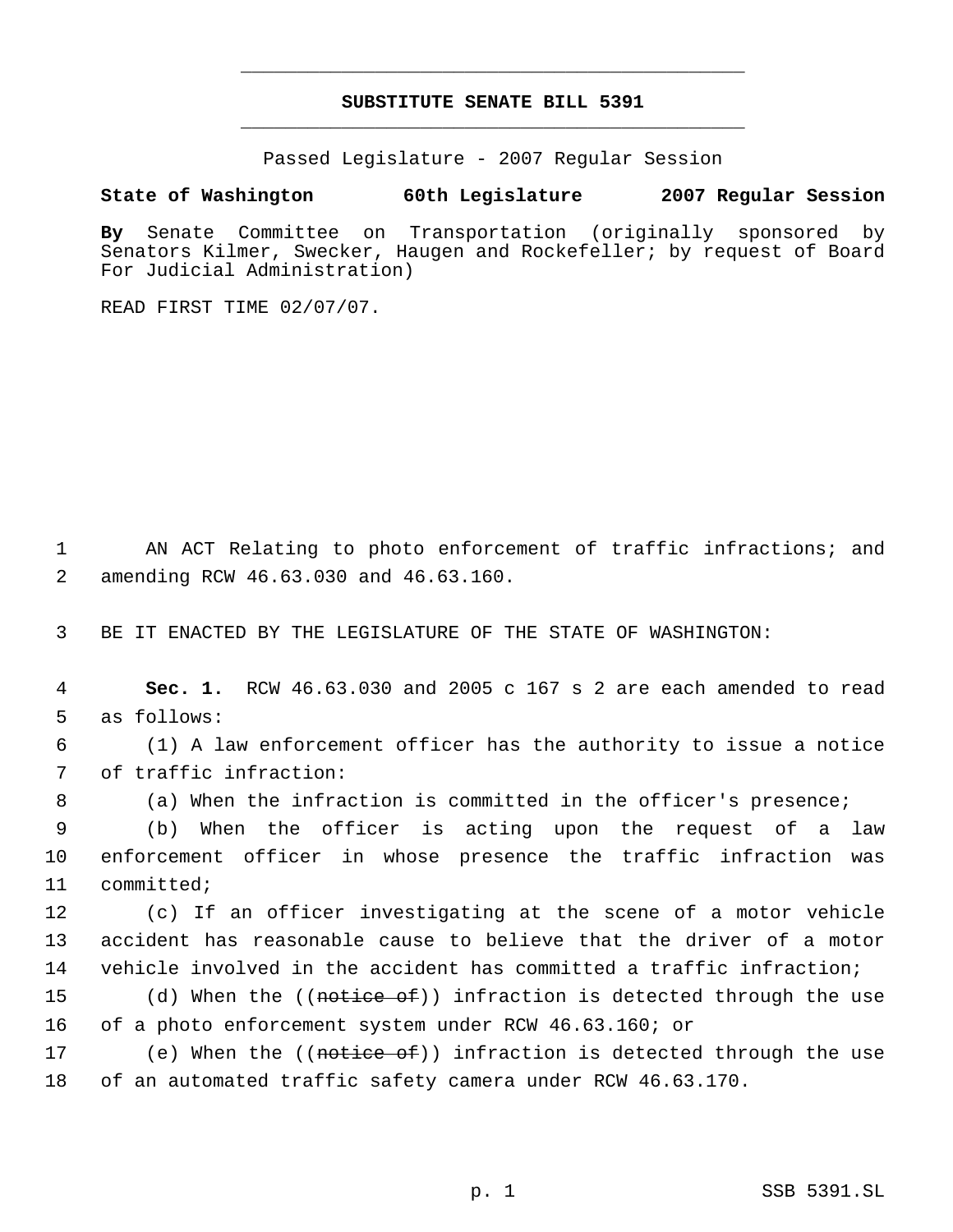# SUBSTITUTE SENATE BILL 5391

Passed Legislature - 2007 Regular Session

**State of Washington 60th Legislature 2007 Regular Session**

**By** Senate Committee on Transportation (originally sponsored by Senators Kilmer, Swecker, Haugen and Rockefeller; by request of Board For Judicial Administration)

READ FIRST TIME 02/07/07.

1 AN ACT Relating to photo enforcement of traffic infractions; and
2 amending RCW 46.63.030 and 46.63.160.

3 BE IT ENACTED BY THE LEGISLATURE OF THE STATE OF WASHINGTON:

4 **Sec. 1.** RCW 46.63.030 and 2005 c 167 s 2 are each amended to read
5 as follows:

6 (1) A law enforcement officer has the authority to issue a notice
7 of traffic infraction:

8 (a) When the infraction is committed in the officer's presence;

9 (b) When the officer is acting upon the request of a law
10 enforcement officer in whose presence the traffic infraction was
11 committed;

12 (c) If an officer investigating at the scene of a motor vehicle
13 accident has reasonable cause to believe that the driver of a motor
14 vehicle involved in the accident has committed a traffic infraction;

15 (d) When the ((~~notice of~~)) infraction is detected through the use
16 of a photo enforcement system under RCW 46.63.160; or

17 (e) When the ((~~notice of~~)) infraction is detected through the use
18 of an automated traffic safety camera under RCW 46.63.170.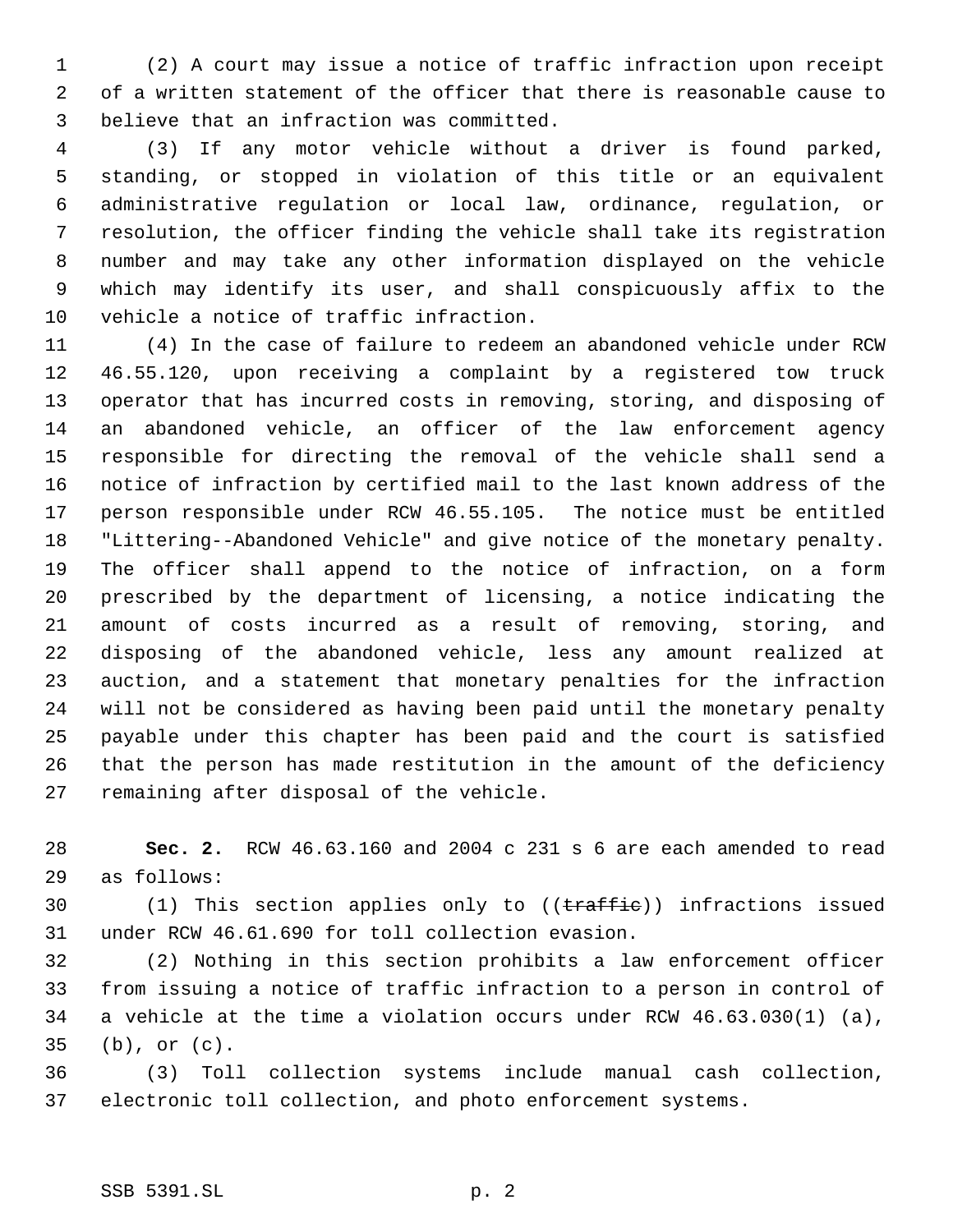(2) A court may issue a notice of traffic infraction upon receipt of a written statement of the officer that there is reasonable cause to believe that an infraction was committed.

(3) If any motor vehicle without a driver is found parked, standing, or stopped in violation of this title or an equivalent administrative regulation or local law, ordinance, regulation, or resolution, the officer finding the vehicle shall take its registration number and may take any other information displayed on the vehicle which may identify its user, and shall conspicuously affix to the vehicle a notice of traffic infraction.

(4) In the case of failure to redeem an abandoned vehicle under RCW 46.55.120, upon receiving a complaint by a registered tow truck operator that has incurred costs in removing, storing, and disposing of an abandoned vehicle, an officer of the law enforcement agency responsible for directing the removal of the vehicle shall send a notice of infraction by certified mail to the last known address of the person responsible under RCW 46.55.105. The notice must be entitled "Littering--Abandoned Vehicle" and give notice of the monetary penalty. The officer shall append to the notice of infraction, on a form prescribed by the department of licensing, a notice indicating the amount of costs incurred as a result of removing, storing, and disposing of the abandoned vehicle, less any amount realized at auction, and a statement that monetary penalties for the infraction will not be considered as having been paid until the monetary penalty payable under this chapter has been paid and the court is satisfied that the person has made restitution in the amount of the deficiency remaining after disposal of the vehicle.

**Sec. 2.** RCW 46.63.160 and 2004 c 231 s 6 are each amended to read as follows:

(1) This section applies only to ((~~traffic~~)) infractions issued under RCW 46.61.690 for toll collection evasion.

(2) Nothing in this section prohibits a law enforcement officer from issuing a notice of traffic infraction to a person in control of a vehicle at the time a violation occurs under RCW 46.63.030(1) (a), (b), or (c).

(3) Toll collection systems include manual cash collection, electronic toll collection, and photo enforcement systems.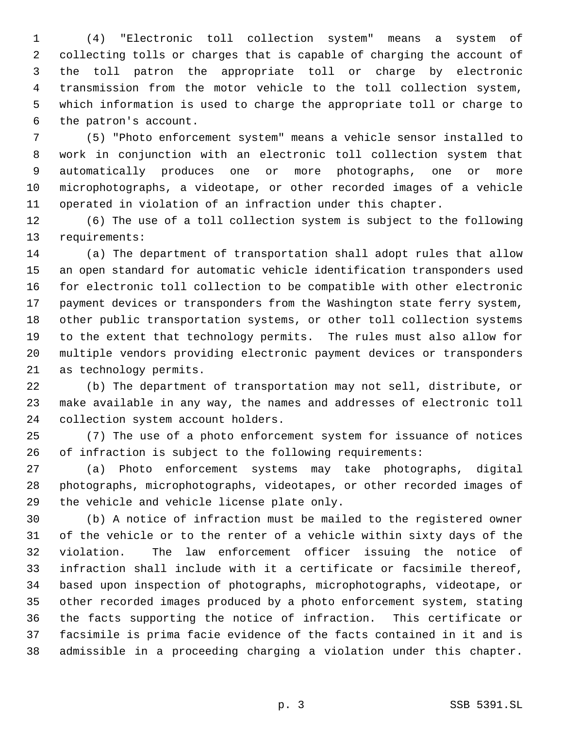(4) "Electronic toll collection system" means a system of collecting tolls or charges that is capable of charging the account of the toll patron the appropriate toll or charge by electronic transmission from the motor vehicle to the toll collection system, which information is used to charge the appropriate toll or charge to the patron's account.

(5) "Photo enforcement system" means a vehicle sensor installed to work in conjunction with an electronic toll collection system that automatically produces one or more photographs, one or more microphotographs, a videotape, or other recorded images of a vehicle operated in violation of an infraction under this chapter.

(6) The use of a toll collection system is subject to the following requirements:

(a) The department of transportation shall adopt rules that allow an open standard for automatic vehicle identification transponders used for electronic toll collection to be compatible with other electronic payment devices or transponders from the Washington state ferry system, other public transportation systems, or other toll collection systems to the extent that technology permits. The rules must also allow for multiple vendors providing electronic payment devices or transponders as technology permits.

(b) The department of transportation may not sell, distribute, or make available in any way, the names and addresses of electronic toll collection system account holders.

(7) The use of a photo enforcement system for issuance of notices of infraction is subject to the following requirements:

(a) Photo enforcement systems may take photographs, digital photographs, microphotographs, videotapes, or other recorded images of the vehicle and vehicle license plate only.

(b) A notice of infraction must be mailed to the registered owner of the vehicle or to the renter of a vehicle within sixty days of the violation. The law enforcement officer issuing the notice of infraction shall include with it a certificate or facsimile thereof, based upon inspection of photographs, microphotographs, videotape, or other recorded images produced by a photo enforcement system, stating the facts supporting the notice of infraction. This certificate or facsimile is prima facie evidence of the facts contained in it and is admissible in a proceeding charging a violation under this chapter.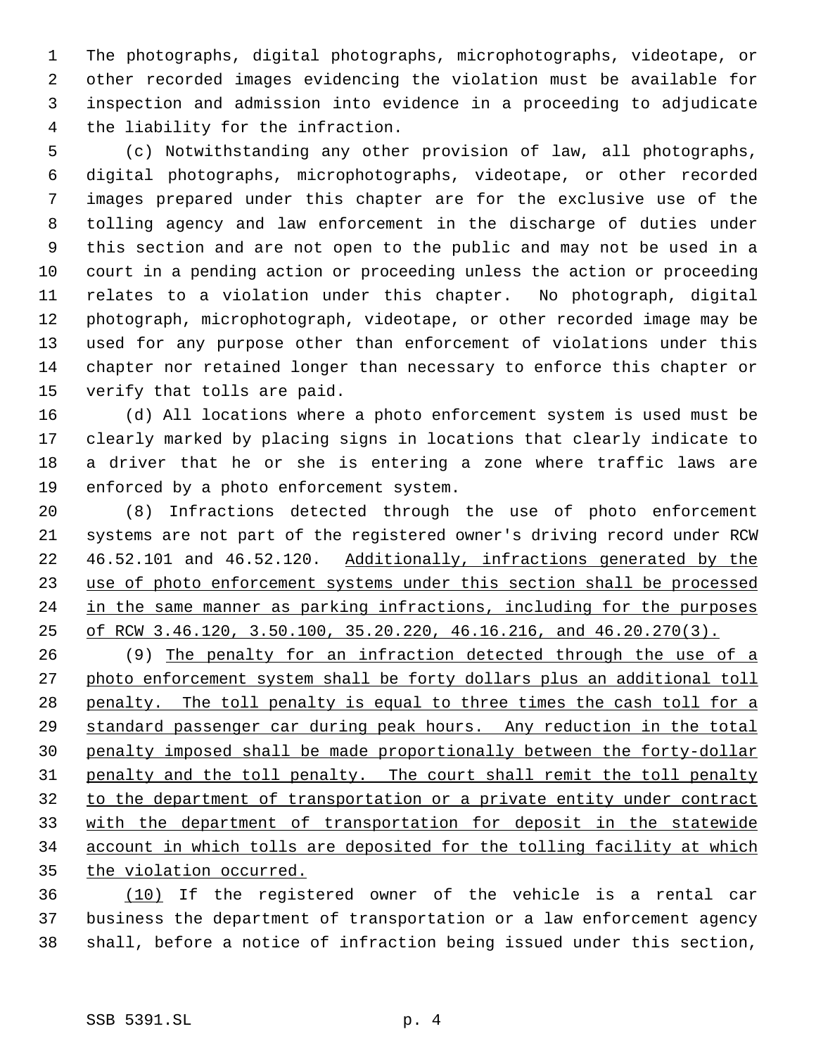The photographs, digital photographs, microphotographs, videotape, or other recorded images evidencing the violation must be available for inspection and admission into evidence in a proceeding to adjudicate the liability for the infraction.

(c) Notwithstanding any other provision of law, all photographs, digital photographs, microphotographs, videotape, or other recorded images prepared under this chapter are for the exclusive use of the tolling agency and law enforcement in the discharge of duties under this section and are not open to the public and may not be used in a court in a pending action or proceeding unless the action or proceeding relates to a violation under this chapter. No photograph, digital photograph, microphotograph, videotape, or other recorded image may be used for any purpose other than enforcement of violations under this chapter nor retained longer than necessary to enforce this chapter or verify that tolls are paid.

(d) All locations where a photo enforcement system is used must be clearly marked by placing signs in locations that clearly indicate to a driver that he or she is entering a zone where traffic laws are enforced by a photo enforcement system.

(8) Infractions detected through the use of photo enforcement systems are not part of the registered owner's driving record under RCW 46.52.101 and 46.52.120. <u>Additionally, infractions generated by the use of photo enforcement systems under this section shall be processed in the same manner as parking infractions, including for the purposes of RCW 3.46.120, 3.50.100, 35.20.220, 46.16.216, and 46.20.270(3).</u>

(9) <u>The penalty for an infraction detected through the use of a photo enforcement system shall be forty dollars plus an additional toll penalty. The toll penalty is equal to three times the cash toll for a standard passenger car during peak hours. Any reduction in the total penalty imposed shall be made proportionally between the forty-dollar penalty and the toll penalty. The court shall remit the toll penalty to the department of transportation or a private entity under contract with the department of transportation for deposit in the statewide account in which tolls are deposited for the tolling facility at which the violation occurred.</u>

<u>(10)</u> If the registered owner of the vehicle is a rental car business the department of transportation or a law enforcement agency shall, before a notice of infraction being issued under this section,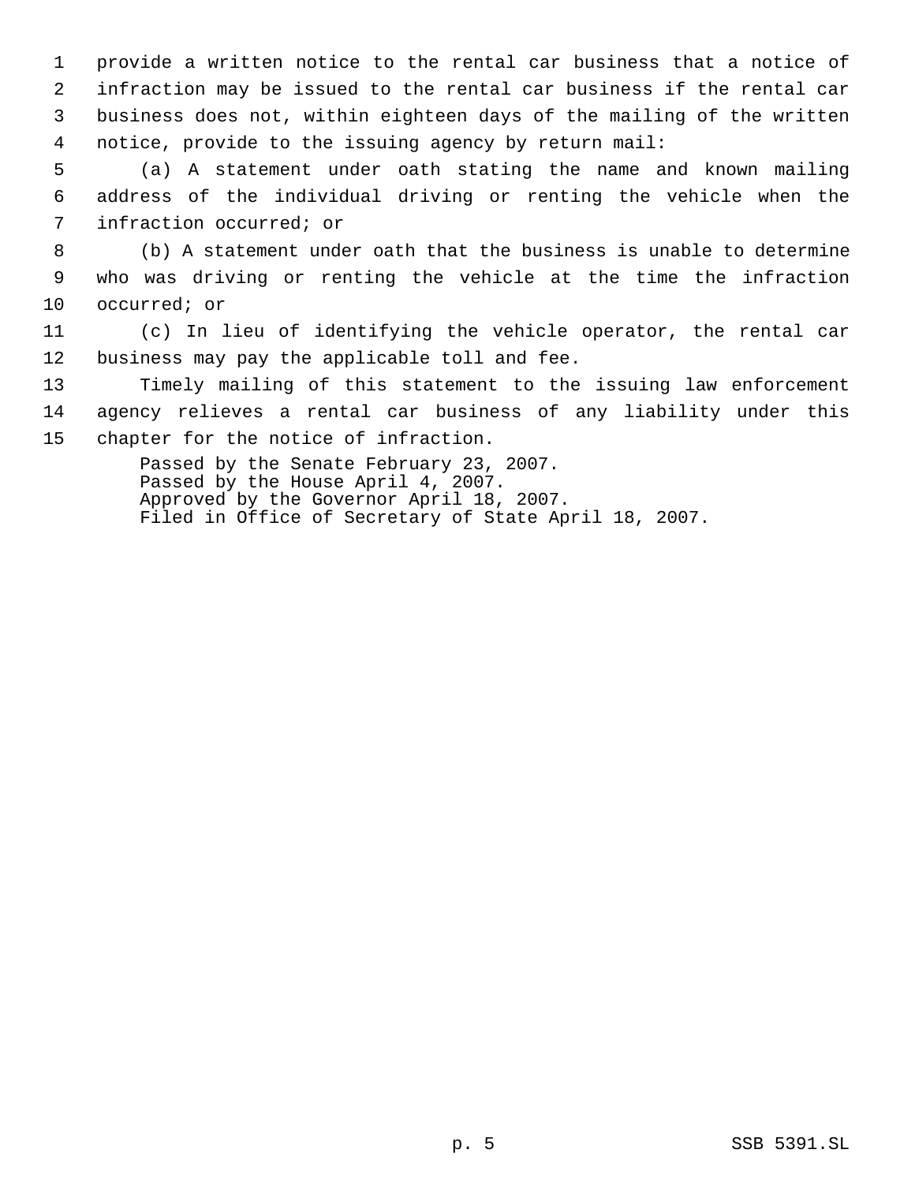provide a written notice to the rental car business that a notice of infraction may be issued to the rental car business if the rental car business does not, within eighteen days of the mailing of the written notice, provide to the issuing agency by return mail:

(a) A statement under oath stating the name and known mailing address of the individual driving or renting the vehicle when the infraction occurred; or

(b) A statement under oath that the business is unable to determine who was driving or renting the vehicle at the time the infraction occurred; or

(c) In lieu of identifying the vehicle operator, the rental car business may pay the applicable toll and fee.

Timely mailing of this statement to the issuing law enforcement agency relieves a rental car business of any liability under this chapter for the notice of infraction.

Passed by the Senate February 23, 2007.
Passed by the House April 4, 2007.
Approved by the Governor April 18, 2007.
Filed in Office of Secretary of State April 18, 2007.